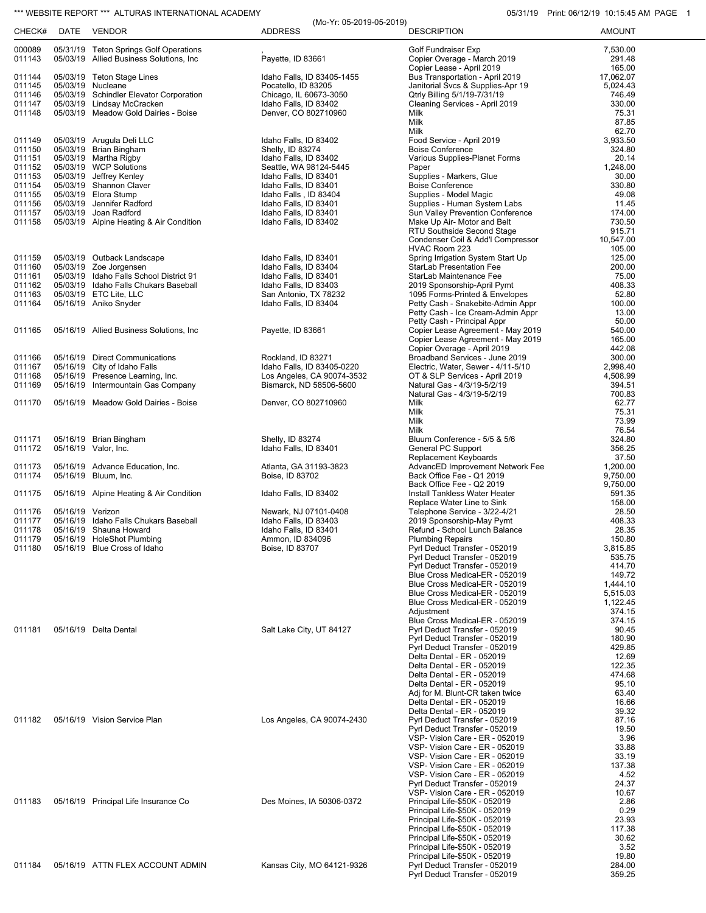*** WEBSITE REPORT *** ALTURAS INTERNATIONAL ACADEMY

(Mo-Yr: 05-2019-05-2019)

05/31/19 Print: 06/12/19 10:15:45 AM

| CHECK# | DATE | VENDOR | ADDRESS | DESCRIPTION | AMOUNT |
|---|---|---|---|---|---|
| 000089 | 05/31/19 | Teton Springs Golf Operations | , | Golf Fundraiser Exp | 7,530.00 |
| 011143 | 05/03/19 | Allied Business Solutions, Inc | Payette, ID 83661 | Copier Overage - March 2019 | 291.48 |
| | | | | Copier Lease - April 2019 | 165.00 |
| 011144 | 05/03/19 | Teton Stage Lines | Idaho Falls, ID 83405-1455 | Bus Transportation - April 2019 | 17,062.07 |
| 011145 | 05/03/19 | Nucleane | Pocatello, ID 83205 | Janitorial Svcs & Supplies-Apr 19 | 5,024.43 |
| 011146 | 05/03/19 | Schindler Elevator Corporation | Chicago, IL 60673-3050 | Qtrly Billing 5/1/19-7/31/19 | 746.49 |
| 011147 | 05/03/19 | Lindsay McCracken | Idaho Falls, ID 83402 | Cleaning Services - April 2019 | 330.00 |
| 011148 | 05/03/19 | Meadow Gold Dairies - Boise | Denver, CO 802710960 | Milk | 75.31 |
| | | | | Milk | 87.85 |
| | | | | Milk | 62.70 |
| 011149 | 05/03/19 | Arugula Deli LLC | Idaho Falls, ID 83402 | Food Service - April 2019 | 3,933.50 |
| 011150 | 05/03/19 | Brian Bingham | Shelly, ID 83274 | Boise Conference | 324.80 |
| 011151 | 05/03/19 | Martha Rigby | Idaho Falls, ID 83402 | Various Supplies-Planet Forms | 20.14 |
| 011152 | 05/03/19 | WCP Solutions | Seattle, WA 98124-5445 | Paper | 1,248.00 |
| 011153 | 05/03/19 | Jeffrey Kenley | Idaho Falls, ID 83401 | Supplies - Markers, Glue | 30.00 |
| 011154 | 05/03/19 | Shannon Claver | Idaho Falls, ID 83401 | Boise Conference | 330.80 |
| 011155 | 05/03/19 | Elora Stump | Idaho Falls , ID 83404 | Supplies - Model Magic | 49.08 |
| 011156 | 05/03/19 | Jennifer Radford | Idaho Falls, ID 83401 | Supplies - Human System Labs | 11.45 |
| 011157 | 05/03/19 | Joan Radford | Idaho Falls, ID 83401 | Sun Valley Prevention Conference | 174.00 |
| 011158 | 05/03/19 | Alpine Heating & Air Condition | Idaho Falls, ID 83402 | Make Up Air- Motor and Belt | 730.50 |
| | | | | RTU Southside Second Stage | 915.71 |
| | | | | Condenser Coil & Add'l Compressor | 10,547.00 |
| | | | | HVAC Room 223 | 105.00 |
| 011159 | 05/03/19 | Outback Landscape | Idaho Falls, ID 83401 | Spring Irrigation System Start Up | 125.00 |
| 011160 | 05/03/19 | Zoe Jorgensen | Idaho Falls, ID 83404 | StarLab Presentation Fee | 200.00 |
| 011161 | 05/03/19 | Idaho Falls School District 91 | Idaho Falls, ID 83401 | StarLab Maintenance Fee | 75.00 |
| 011162 | 05/03/19 | Idaho Falls Chukars Baseball | Idaho Falls, ID 83403 | 2019 Sponsorship-April Pymt | 408.33 |
| 011163 | 05/03/19 | ETC Lite, LLC | San Antonio, TX 78232 | 1095 Forms-Printed & Envelopes | 52.80 |
| 011164 | 05/16/19 | Aniko Snyder | Idaho Falls, ID 83404 | Petty Cash - Snakebite-Admin Appr | 100.00 |
| | | | | Petty Cash - Ice Cream-Admin Appr | 13.00 |
| | | | | Petty Cash - Principal Appr | 50.00 |
| 011165 | 05/16/19 | Allied Business Solutions, Inc | Payette, ID 83661 | Copier Lease Agreement - May 2019 | 540.00 |
| | | | | Copier Lease Agreement - May 2019 | 165.00 |
| | | | | Copier Overage - April 2019 | 442.08 |
| 011166 | 05/16/19 | Direct Communications | Rockland, ID 83271 | Broadband Services - June 2019 | 300.00 |
| 011167 | 05/16/19 | City of Idaho Falls | Idaho Falls, ID 83405-0220 | Electric, Water, Sewer - 4/11-5/10 | 2,998.40 |
| 011168 | 05/16/19 | Presence Learning, Inc. | Los Angeles, CA 90074-3532 | OT & SLP Services - April 2019 | 4,508.99 |
| 011169 | 05/16/19 | Intermountain Gas Company | Bismarck, ND 58506-5600 | Natural Gas - 4/3/19-5/2/19 | 394.51 |
| | | | | Natural Gas - 4/3/19-5/2/19 | 700.83 |
| 011170 | 05/16/19 | Meadow Gold Dairies - Boise | Denver, CO 802710960 | Milk | 62.77 |
| | | | | Milk | 75.31 |
| | | | | Milk | 73.99 |
| | | | | Milk | 76.54 |
| 011171 | 05/16/19 | Brian Bingham | Shelly, ID 83274 | Bluum Conference - 5/5 & 5/6 | 324.80 |
| 011172 | 05/16/19 | Valor, Inc. | Idaho Falls, ID 83401 | General PC Support | 356.25 |
| | | | | Replacement Keyboards | 37.50 |
| 011173 | 05/16/19 | Advance Education, Inc. | Atlanta, GA 31193-3823 | AdvancED Improvement Network Fee | 1,200.00 |
| 011174 | 05/16/19 | Bluum, Inc. | Boise, ID 83702 | Back Office Fee - Q1 2019 | 9,750.00 |
| | | | | Back Office Fee - Q2 2019 | 9,750.00 |
| 011175 | 05/16/19 | Alpine Heating & Air Condition | Idaho Falls, ID 83402 | Install Tankless Water Heater | 591.35 |
| | | | | Replace Water Line to Sink | 158.00 |
| 011176 | 05/16/19 | Verizon | Newark, NJ 07101-0408 | Telephone Service - 3/22-4/21 | 28.50 |
| 011177 | 05/16/19 | Idaho Falls Chukars Baseball | Idaho Falls, ID 83403 | 2019 Sponsorship-May Pymt | 408.33 |
| 011178 | 05/16/19 | Shauna Howard | Idaho Falls, ID 83401 | Refund - School Lunch Balance | 28.35 |
| 011179 | 05/16/19 | HoleShot Plumbing | Ammon, ID 834096 | Plumbing Repairs | 150.80 |
| 011180 | 05/16/19 | Blue Cross of Idaho | Boise, ID 83707 | Pyrl Deduct Transfer - 052019 | 3,815.85 |
| | | | | Pyrl Deduct Transfer - 052019 | 535.75 |
| | | | | Pyrl Deduct Transfer - 052019 | 414.70 |
| | | | | Blue Cross Medical-ER - 052019 | 149.72 |
| | | | | Blue Cross Medical-ER - 052019 | 1,444.10 |
| | | | | Blue Cross Medical-ER - 052019 | 5,515.03 |
| | | | | Blue Cross Medical-ER - 052019 | 1,122.45 |
| | | | | Adjustment | 374.15 |
| | | | | Blue Cross Medical-ER - 052019 | 374.15 |
| 011181 | 05/16/19 | Delta Dental | Salt Lake City, UT 84127 | Pyrl Deduct Transfer - 052019 | 90.45 |
| | | | | Pyrl Deduct Transfer - 052019 | 180.90 |
| | | | | Pyrl Deduct Transfer - 052019 | 429.85 |
| | | | | Delta Dental - ER - 052019 | 12.69 |
| | | | | Delta Dental - ER - 052019 | 122.35 |
| | | | | Delta Dental - ER - 052019 | 474.68 |
| | | | | Delta Dental - ER - 052019 | 95.10 |
| | | | | Adj for M. Blunt-CR taken twice | 63.40 |
| | | | | Delta Dental - ER - 052019 | 16.66 |
| | | | | Delta Dental - ER - 052019 | 39.32 |
| 011182 | 05/16/19 | Vision Service Plan | Los Angeles, CA 90074-2430 | Pyrl Deduct Transfer - 052019 | 87.16 |
| | | | | Pyrl Deduct Transfer - 052019 | 19.50 |
| | | | | VSP- Vision Care - ER - 052019 | 3.96 |
| | | | | VSP- Vision Care - ER - 052019 | 33.88 |
| | | | | VSP- Vision Care - ER - 052019 | 33.19 |
| | | | | VSP- Vision Care - ER - 052019 | 137.38 |
| | | | | VSP- Vision Care - ER - 052019 | 4.52 |
| | | | | Pyrl Deduct Transfer - 052019 | 24.37 |
| | | | | VSP- Vision Care - ER - 052019 | 10.67 |
| 011183 | 05/16/19 | Principal Life Insurance Co | Des Moines, IA 50306-0372 | Principal Life-$50K - 052019 | 2.86 |
| | | | | Principal Life-$50K - 052019 | 0.29 |
| | | | | Principal Life-$50K - 052019 | 23.93 |
| | | | | Principal Life-$50K - 052019 | 117.38 |
| | | | | Principal Life-$50K - 052019 | 30.62 |
| | | | | Principal Life-$50K - 052019 | 3.52 |
| | | | | Principal Life-$50K - 052019 | 19.80 |
| 011184 | 05/16/19 | ATTN FLEX ACCOUNT ADMIN | Kansas City, MO 64121-9326 | Pyrl Deduct Transfer - 052019 | 284.00 |
| | | | | Pyrl Deduct Transfer - 052019 | 359.25 |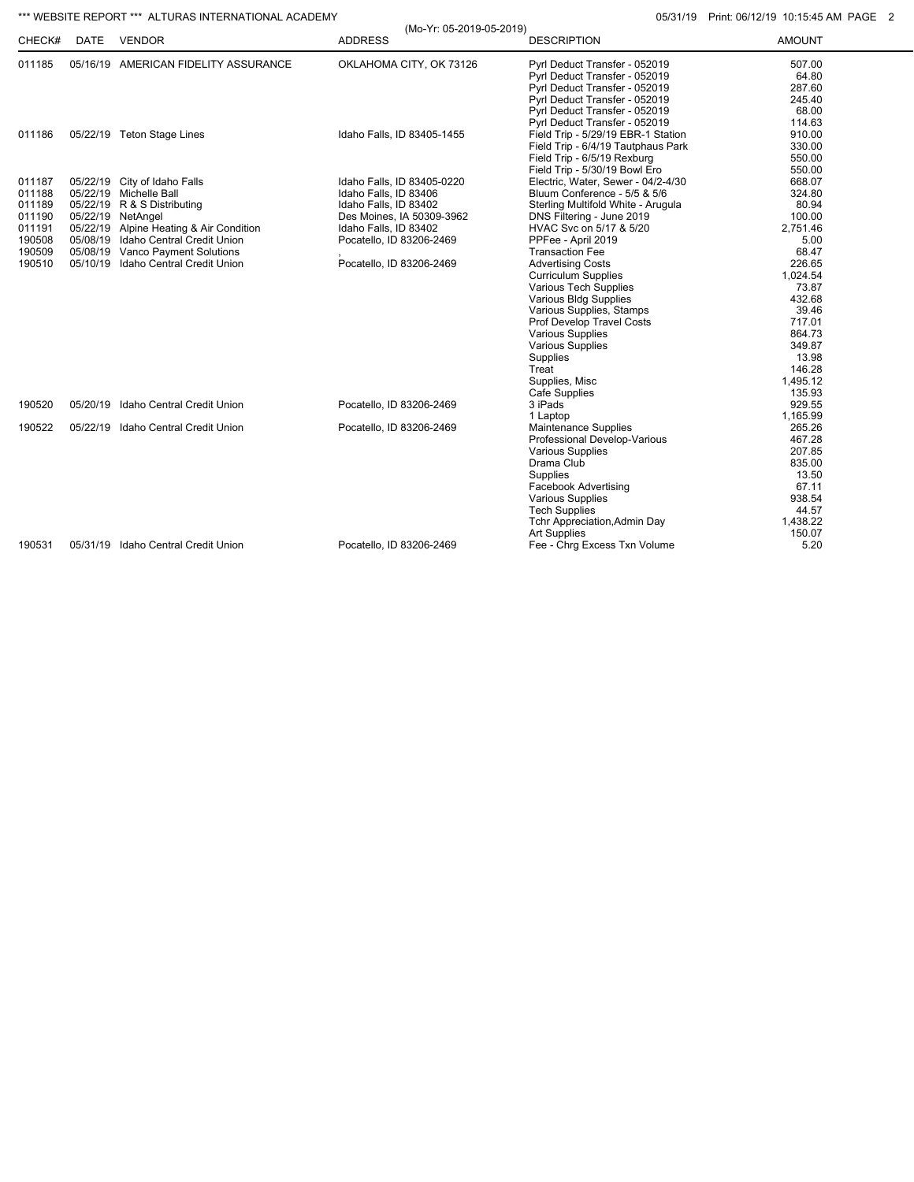*** WEBSITE REPORT *** ALTURAS INTERNATIONAL ACADEMY

(Mo-Yr: 05-2019-05-2019)

05/31/19 Print: 06/12/19 10:15:45 AM

| CHECK# | DATE | VENDOR | ADDRESS | DESCRIPTION | AMOUNT |
|---|---|---|---|---|---|
| 011185 | 05/16/19 | AMERICAN FIDELITY ASSURANCE | OKLAHOMA CITY, OK 73126 | Pyrl Deduct Transfer - 052019 | 507.00 |
| | | | | Pyrl Deduct Transfer - 052019 | 64.80 |
| | | | | Pyrl Deduct Transfer - 052019 | 287.60 |
| | | | | Pyrl Deduct Transfer - 052019 | 245.40 |
| | | | | Pyrl Deduct Transfer - 052019 | 68.00 |
| | | | | Pyrl Deduct Transfer - 052019 | 114.63 |
| 011186 | 05/22/19 | Teton Stage Lines | Idaho Falls, ID 83405-1455 | Field Trip - 5/29/19 EBR-1 Station | 910.00 |
| | | | | Field Trip - 6/4/19 Tautphaus Park | 330.00 |
| | | | | Field Trip - 6/5/19 Rexburg | 550.00 |
| | | | | Field Trip - 5/30/19 Bowl Ero | 550.00 |
| 011187 | 05/22/19 | City of Idaho Falls | Idaho Falls, ID 83405-0220 | Electric, Water, Sewer - 04/2-4/30 | 668.07 |
| 011188 | 05/22/19 | Michelle Ball | Idaho Falls, ID 83406 | Bluum Conference - 5/5 & 5/6 | 324.80 |
| 011189 | 05/22/19 | R & S Distributing | Idaho Falls, ID 83402 | Sterling Multifold White - Arugula | 80.94 |
| 011190 | 05/22/19 | NetAngel | Des Moines, IA 50309-3962 | DNS Filtering - June 2019 | 100.00 |
| 011191 | 05/22/19 | Alpine Heating & Air Condition | Idaho Falls, ID 83402 | HVAC Svc on 5/17 & 5/20 | 2,751.46 |
| 190508 | 05/08/19 | Idaho Central Credit Union | Pocatello, ID 83206-2469 | PPFee - April 2019 | 5.00 |
| 190509 | 05/08/19 | Vanco Payment Solutions | , | Transaction Fee | 68.47 |
| 190510 | 05/10/19 | Idaho Central Credit Union | Pocatello, ID 83206-2469 | Advertising Costs | 226.65 |
| | | | | Curriculum Supplies | 1,024.54 |
| | | | | Various Tech Supplies | 73.87 |
| | | | | Various Bldg Supplies | 432.68 |
| | | | | Various Supplies, Stamps | 39.46 |
| | | | | Prof Develop Travel Costs | 717.01 |
| | | | | Various Supplies | 864.73 |
| | | | | Various Supplies | 349.87 |
| | | | | Supplies | 13.98 |
| | | | | Treat | 146.28 |
| | | | | Supplies, Misc | 1,495.12 |
| | | | | Cafe Supplies | 135.93 |
| 190520 | 05/20/19 | Idaho Central Credit Union | Pocatello, ID 83206-2469 | 3 iPads | 929.55 |
| | | | | 1 Laptop | 1,165.99 |
| 190522 | 05/22/19 | Idaho Central Credit Union | Pocatello, ID 83206-2469 | Maintenance Supplies | 265.26 |
| | | | | Professional Develop-Various | 467.28 |
| | | | | Various Supplies | 207.85 |
| | | | | Drama Club | 835.00 |
| | | | | Supplies | 13.50 |
| | | | | Facebook Advertising | 67.11 |
| | | | | Various Supplies | 938.54 |
| | | | | Tech Supplies | 44.57 |
| | | | | Tchr Appreciation,Admin Day | 1,438.22 |
| | | | | Art Supplies | 150.07 |
| 190531 | 05/31/19 | Idaho Central Credit Union | Pocatello, ID 83206-2469 | Fee - Chrg Excess Txn Volume | 5.20 |